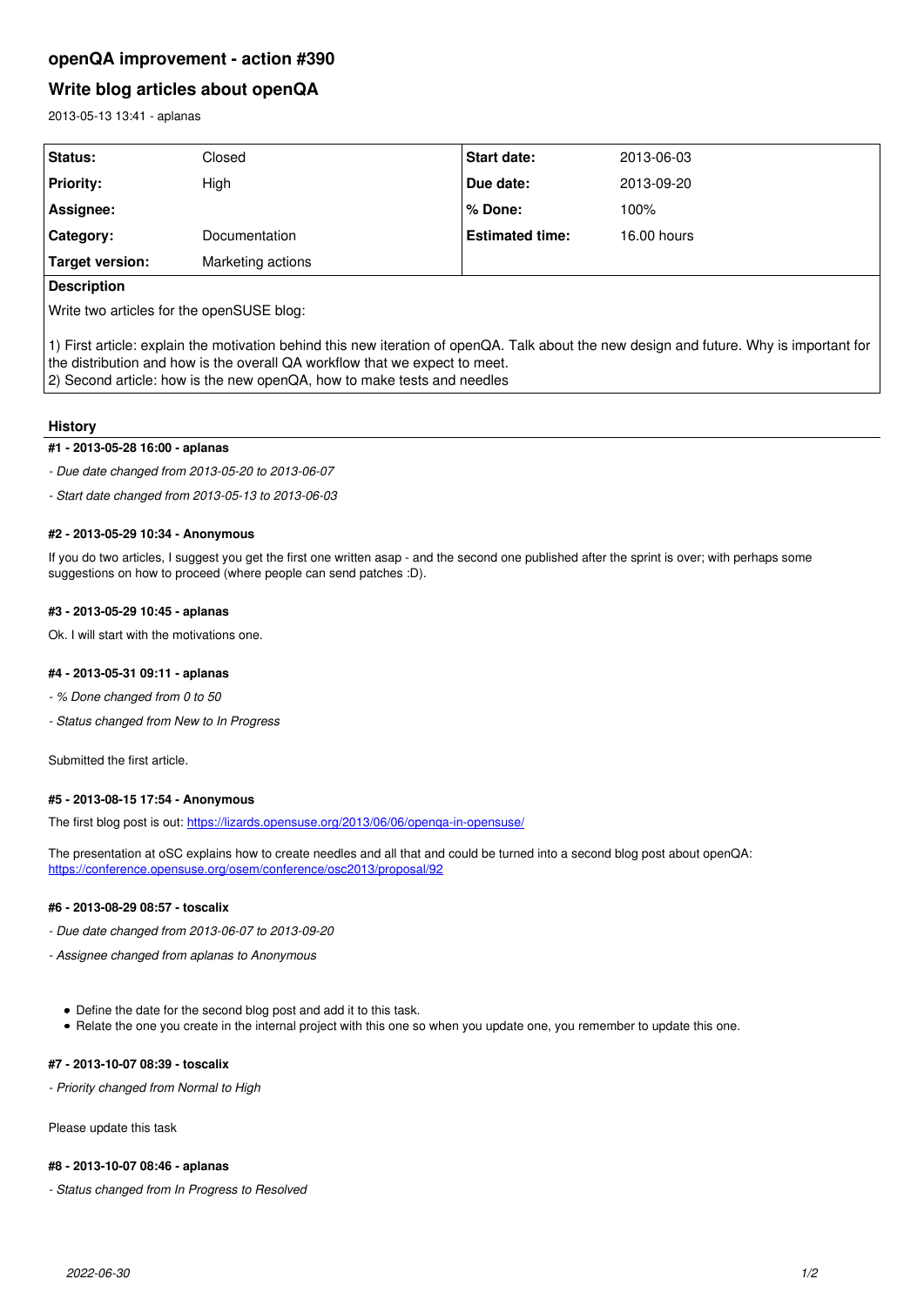# openQA improvement - action #390

## Write blog articles about openQA

2013-05-13 13:41 - aplanas

| Status: | Closed | Start date: | 2013-06-03 |
|---|---|---|---|
| Priority: | High | Due date: | 2013-09-20 |
| Assignee: | | % Done: | 100% |
| Category: | Documentation | Estimated time: | 16.00 hours |
| Target version: | Marketing actions | | |

**Description**

Write two articles for the openSUSE blog:

1) First article: explain the motivation behind this new iteration of openQA. Talk about the new design and future. Why is important for the distribution and how is the overall QA workflow that we expect to meet.
2) Second article: how is the new openQA, how to make tests and needles

### History

#### #1 - 2013-05-28 16:00 - aplanas

- *Due date changed from 2013-05-20 to 2013-06-07*
- *Start date changed from 2013-05-13 to 2013-06-03*

#### #2 - 2013-05-29 10:34 - Anonymous

If you do two articles, I suggest you get the first one written asap - and the second one published after the sprint is over; with perhaps some suggestions on how to proceed (where people can send patches :D).

#### #3 - 2013-05-29 10:45 - aplanas

Ok. I will start with the motivations one.

#### #4 - 2013-05-31 09:11 - aplanas

- *% Done changed from 0 to 50*
- *Status changed from New to In Progress*

Submitted the first article.

#### #5 - 2013-08-15 17:54 - Anonymous

The first blog post is out: https://lizards.opensuse.org/2013/06/06/openqa-in-opensuse/

The presentation at oSC explains how to create needles and all that and could be turned into a second blog post about openQA: https://conference.opensuse.org/osem/conference/osc2013/proposal/92

#### #6 - 2013-08-29 08:57 - toscalix

- *Due date changed from 2013-06-07 to 2013-09-20*
- *Assignee changed from aplanas to Anonymous*

- Define the date for the second blog post and add it to this task.
- Relate the one you create in the internal project with this one so when you update one, you remember to update this one.

#### #7 - 2013-10-07 08:39 - toscalix

- *Priority changed from Normal to High*

Please update this task

#### #8 - 2013-10-07 08:46 - aplanas

- *Status changed from In Progress to Resolved*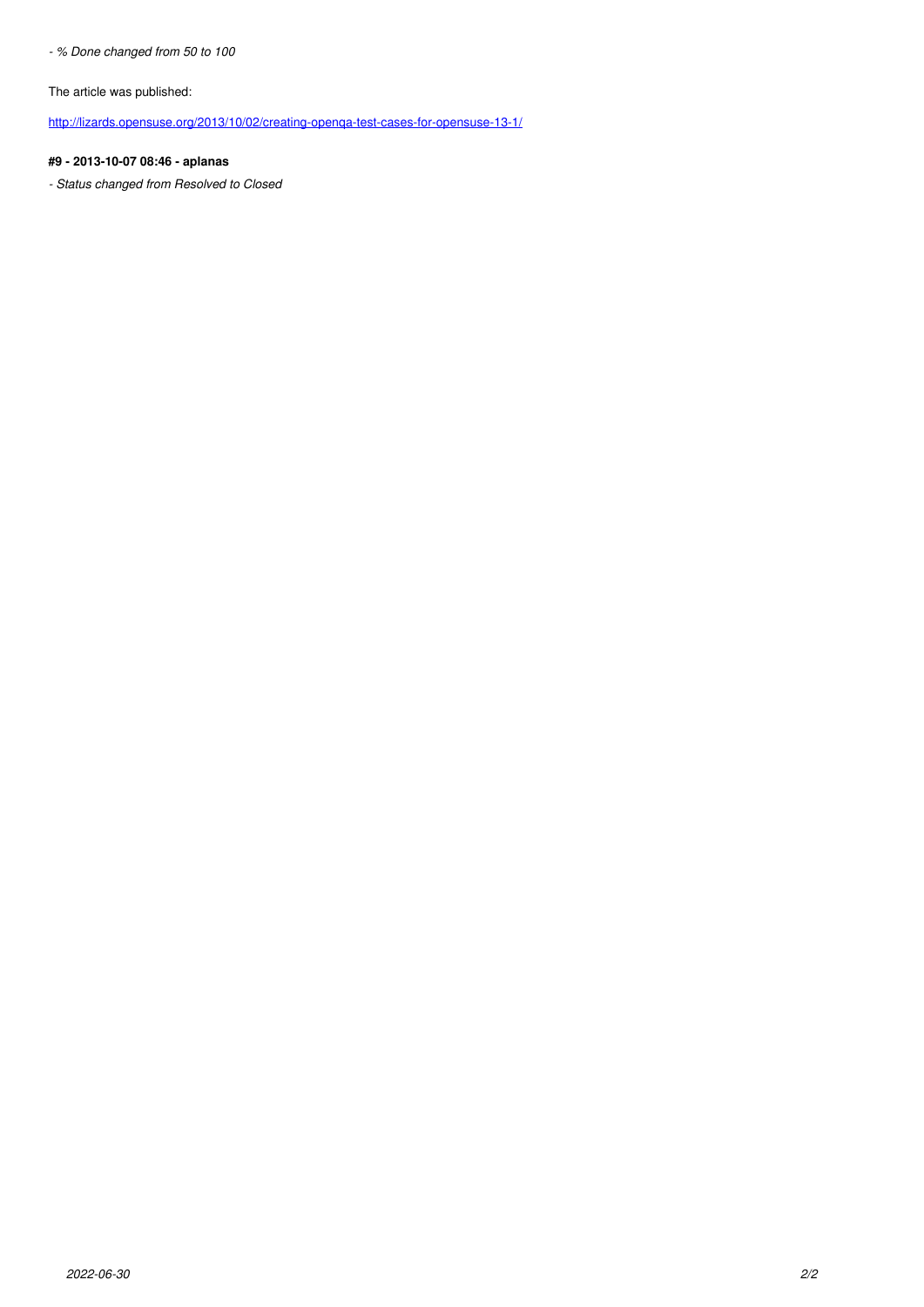*- % Done changed from 50 to 100*

The article was published:

http://lizards.opensuse.org/2013/10/02/creating-openqa-test-cases-for-opensuse-13-1/

**#9 - 2013-10-07 08:46 - aplanas**

*- Status changed from Resolved to Closed*